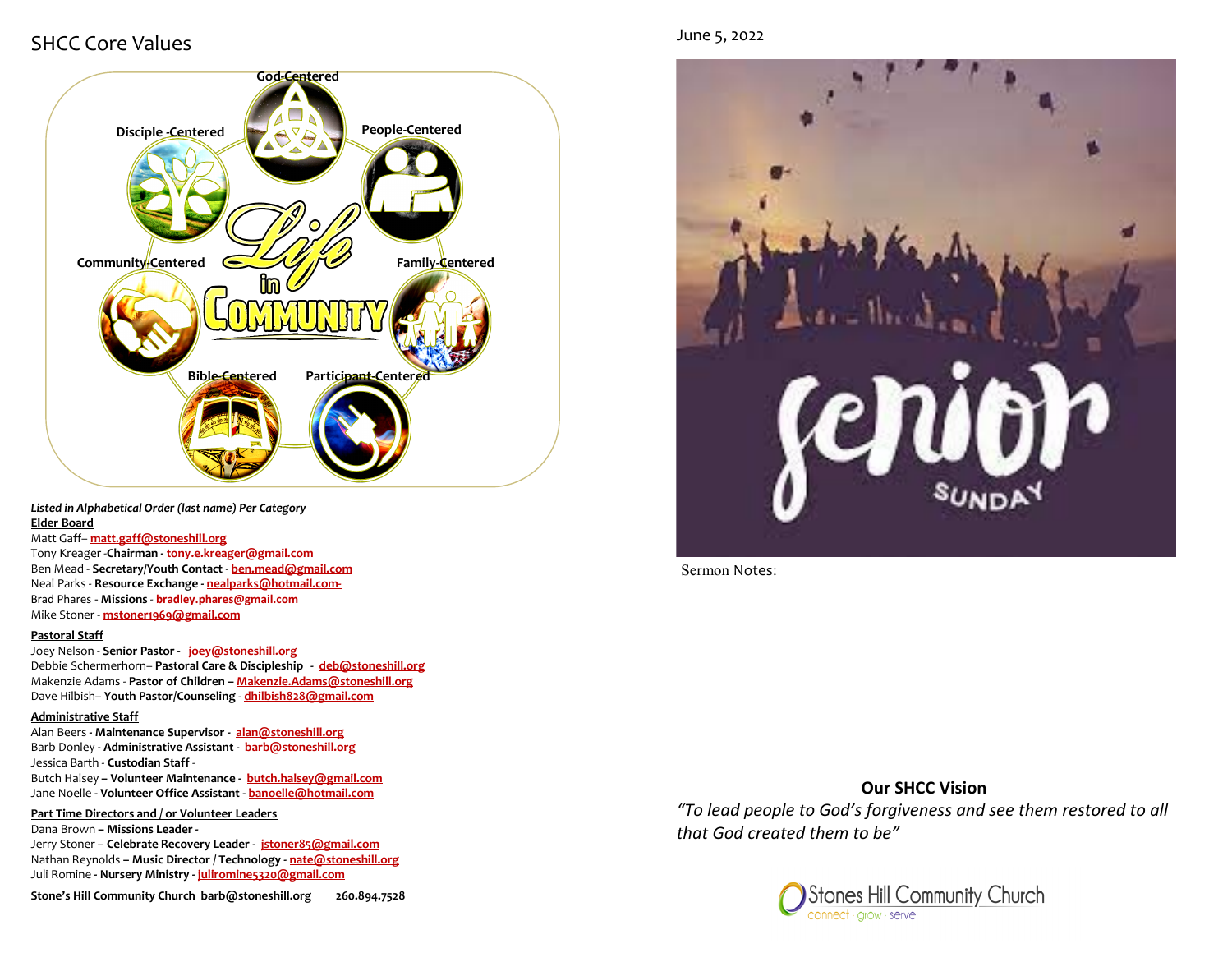## SHCC Core Values

God-Centered

Disciple-Centered

People-Centered

Community-Centered

Life in Community

Family-Centered

Bible-Centered

Participant-Centered

*Listed in Alphabetical Order (last name) Per Category*

**Elder Board**

Matt Gaff– matt.gaff@stoneshill.org
Tony Kreager -**Chairman** - tony.e.kreager@gmail.com
Ben Mead - **Secretary/Youth Contact** - ben.mead@gmail.com
Neal Parks - **Resource Exchange** - nealparks@hotmail.com-
Brad Phares - **Missions** - bradley.phares@gmail.com
Mike Stoner - mstoner1969@gmail.com

**Pastoral Staff**

Joey Nelson - **Senior Pastor** - joey@stoneshill.org
Debbie Schermerhorn– **Pastoral Care & Discipleship** - deb@stoneshill.org
Makenzie Adams - **Pastor of Children** – Makenzie.Adams@stoneshill.org
Dave Hilbish– **Youth Pastor/Counseling** - dhilbish828@gmail.com

**Administrative Staff**

Alan Beers - **Maintenance Supervisor** - alan@stoneshill.org
Barb Donley - **Administrative Assistant** - barb@stoneshill.org
Jessica Barth - **Custodian Staff** -
Butch Halsey – **Volunteer Maintenance** - butch.halsey@gmail.com
Jane Noelle - **Volunteer Office Assistant** - banoelle@hotmail.com

**Part Time Directors and / or Volunteer Leaders**

Dana Brown – **Missions Leader** -
Jerry Stoner – **Celebrate Recovery Leader** - jstoner85@gmail.com
Nathan Reynolds – **Music Director / Technology** - nate@stoneshill.org
Juli Romine - **Nursery Ministry** - juliromine5320@gmail.com

**Stone's Hill Community Church barb@stoneshill.org 260.894.7528**

June 5, 2022

senior SUNDAY

Sermon Notes:

**Our SHCC Vision**

*"To lead people to God's forgiveness and see them restored to all that God created them to be"*

Stones Hill Community Church
connect · grow · serve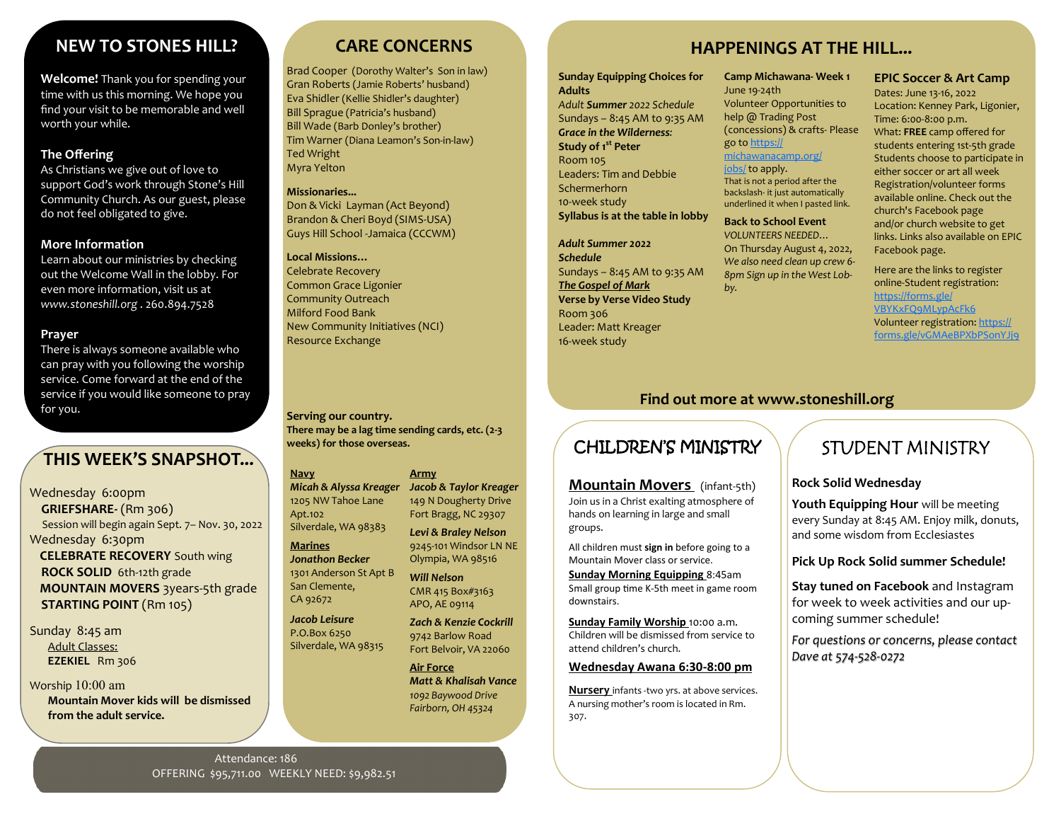## NEW TO STONES HILL?

**Welcome!** Thank you for spending your time with us this morning. We hope you find your visit to be memorable and well worth your while.

### The Offering

As Christians we give out of love to support God's work through Stone's Hill Community Church. As our guest, please do not feel obligated to give.

### More Information

Learn about our ministries by checking out the Welcome Wall in the lobby. For even more information, visit us at *www.stoneshill.org* . 260.894.7528

### Prayer

There is always someone available who can pray with you following the worship service. Come forward at the end of the service if you would like someone to pray for you.

## THIS WEEK'S SNAPSHOT...

Wednesday 6:00pm
**GRIEFSHARE**- (Rm 306)
Session will begin again Sept. 7– Nov. 30, 2022

Wednesday 6:30pm
**CELEBRATE RECOVERY** South wing
**ROCK SOLID** 6th-12th grade
**MOUNTAIN MOVERS** 3years-5th grade
**STARTING POINT** (Rm 105)

Sunday 8:45 am
Adult Classes:
**EZEKIEL** Rm 306

Worship 10:00 am
**Mountain Mover kids will be dismissed from the adult service.**

Attendance: 186
OFFERING $95,711.00 WEEKLY NEED: $9,982.51

## CARE CONCERNS

Brad Cooper (Dorothy Walter's Son in law)
Gran Roberts (Jamie Roberts' husband)
Eva Shidler (Kellie Shidler's daughter)
Bill Sprague (Patricia's husband)
Bill Wade (Barb Donley's brother)
Tim Warner (Diana Leamon's Son-in-law)
Ted Wright
Myra Yelton

**Missionaries...**
Don & Vicki Layman (Act Beyond)
Brandon & Cheri Boyd (SIMS-USA)
Guys Hill School -Jamaica (CCCWM)

**Local Missions...**
Celebrate Recovery
Common Grace Ligonier
Community Outreach
Milford Food Bank
New Community Initiatives (NCI)
Resource Exchange

**Serving our country.**
**There may be a lag time sending cards, etc. (2-3 weeks) for those overseas.**

**Navy**
***Micah & Alyssa Kreager***
1205 NW Tahoe Lane
Apt.102
Silverdale, WA 98383

**Marines**
***Jonathon Becker***
1301 Anderson St Apt B
San Clemente,
CA 92672

***Jacob Leisure***
P.O.Box 6250
Silverdale, WA 98315

**Army**
***Jacob & Taylor Kreager***
149 N Dougherty Drive
Fort Bragg, NC 29307

***Levi & Braley Nelson***
9245-101 Windsor LN NE
Olympia, WA 98516

***Will Nelson***
CMR 415 Box#3163
APO, AE 09114

***Zach & Kenzie Cockrill***
9742 Barlow Road
Fort Belvoir, VA 22060

**Air Force**
***Matt & Khalisah Vance***
*1092 Baywood Drive*
*Fairborn, OH 45324*

## HAPPENINGS AT THE HILL...

**Sunday Equipping Choices for Adults**
*Adult **Summer** 2022 Schedule*
Sundays – 8:45 AM to 9:35 AM
***Grace in the Wilderness:***
**Study of 1st Peter**
Room 105
Leaders: Tim and Debbie Schermerhorn
10-week study
**Syllabus is at the table in lobby**

***Adult Summer 2022 Schedule***
Sundays – 8:45 AM to 9:35 AM
***The Gospel of Mark***
**Verse by Verse Video Study**
Room 306
Leader: Matt Kreager
16-week study

**Camp Michawana- Week 1**
June 19-24th
Volunteer Opportunities to help @ Trading Post (concessions) & crafts- Please go to https://michawanacamp.org/jobs/ to apply.
That is not a period after the backslash- it just automatically underlined it when I pasted link.

**Back to School Event**
*VOLUNTEERS NEEDED…*
On Thursday August 4, 2022,
*We also need clean up crew 6-8pm Sign up in the West Lobby.*

**EPIC Soccer & Art Camp**
Dates: June 13-16, 2022
Location: Kenney Park, Ligonier,
Time: 6:00-8:00 p.m.
What: **FREE** camp offered for students entering 1st-5th grade
Students choose to participate in either soccer or art all week
Registration/volunteer forms available online. Check out the church's Facebook page and/or church website to get links. Links also available on EPIC Facebook page.

Here are the links to register online-Student registration:
https://forms.gle/VBYKxFQ9MLypAcFk6
Volunteer registration: https://forms.gle/vGMAeBPXbPSonYJj9

**Find out more at www.stoneshill.org**

## CHILDREN'S MINISTRY

**Mountain Movers** (infant-5th)
Join us in a Christ exalting atmosphere of hands on learning in large and small groups.

All children must **sign in** before going to a Mountain Mover class or service.

**Sunday Morning Equipping** 8:45am
Small group time K-5th meet in game room downstairs.

**Sunday Family Worship** 10:00 a.m.
Children will be dismissed from service to attend children's church.

**Wednesday Awana 6:30-8:00 pm**

**Nursery** infants -two yrs. at above services.
A nursing mother's room is located in Rm. 307.

## STUDENT MINISTRY

**Rock Solid Wednesday**

**Youth Equipping Hour** will be meeting every Sunday at 8:45 AM. Enjoy milk, donuts, and some wisdom from Ecclesiastes

**Pick Up Rock Solid summer Schedule!**

**Stay tuned on Facebook** and Instagram for week to week activities and our upcoming summer schedule!

*For questions or concerns, please contact Dave at 574-528-0272*